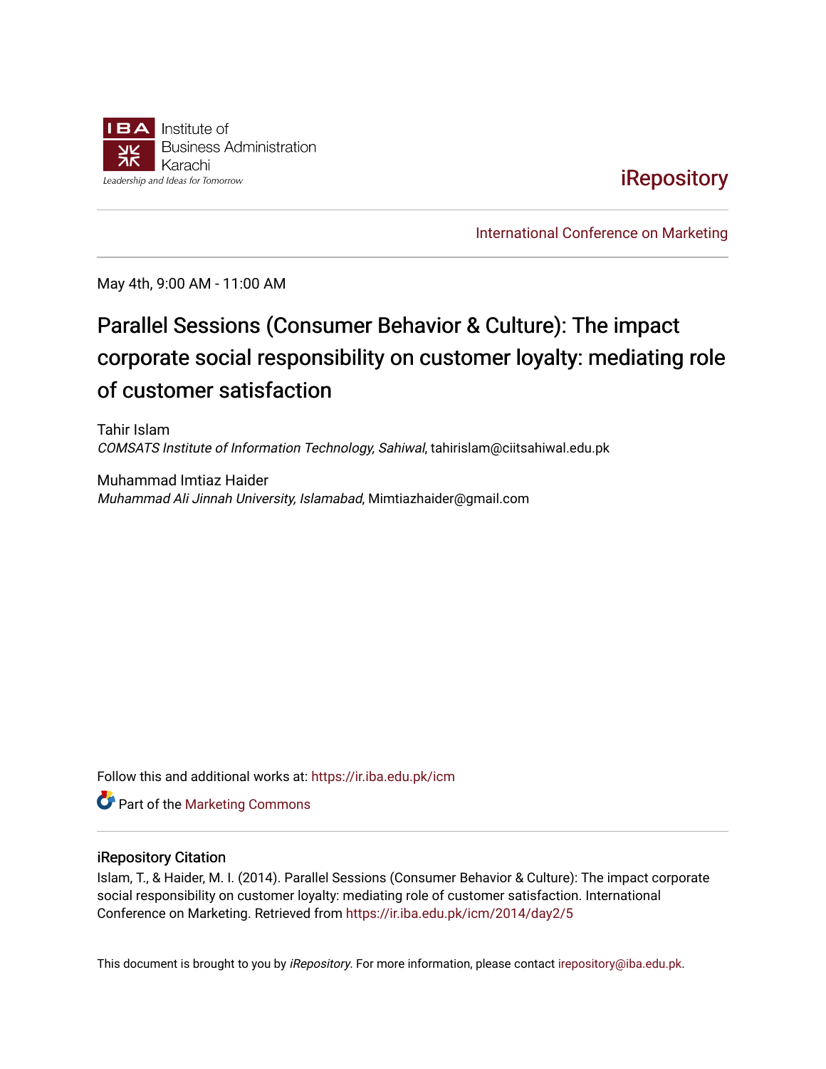Institute of Business Administration Karachi

Leadership and Ideas for Tomorrow

iRepository

International Conference on Marketing

May 4th, 9:00 AM - 11:00 AM

# Parallel Sessions (Consumer Behavior & Culture): The impact corporate social responsibility on customer loyalty: mediating role of customer satisfaction

Tahir Islam
*COMSATS Institute of Information Technology, Sahiwal*, tahirislam@ciitsahiwal.edu.pk

Muhammad Imtiaz Haider
*Muhammad Ali Jinnah University, Islamabad*, Mimtiazhaider@gmail.com

Follow this and additional works at: https://ir.iba.edu.pk/icm

Part of the Marketing Commons

## iRepository Citation

Islam, T., & Haider, M. I. (2014). Parallel Sessions (Consumer Behavior & Culture): The impact corporate social responsibility on customer loyalty: mediating role of customer satisfaction. International Conference on Marketing. Retrieved from https://ir.iba.edu.pk/icm/2014/day2/5

This document is brought to you by *iRepository*. For more information, please contact irepository@iba.edu.pk.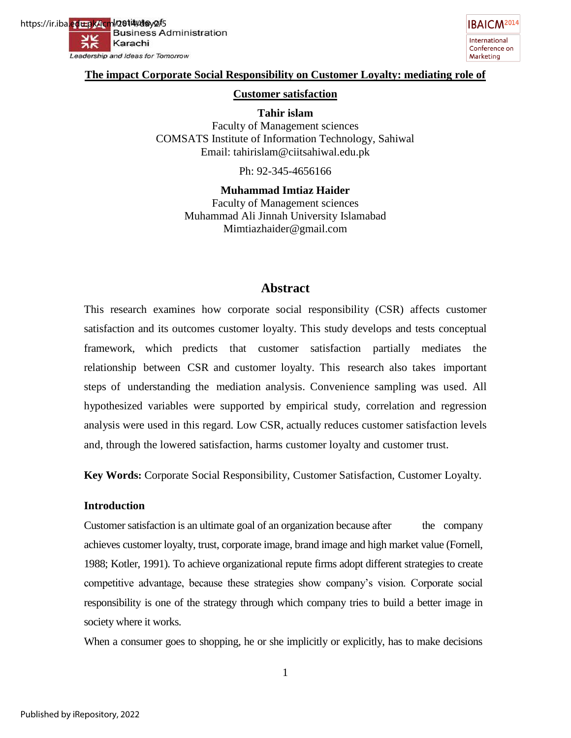# The impact Corporate Social Responsibility on Customer Loyalty: mediating role of Customer satisfaction

**Tahir islam**
Faculty of Management sciences
COMSATS Institute of Information Technology, Sahiwal
Email: tahirislam@ciitsahiwal.edu.pk

Ph: 92-345-4656166

**Muhammad Imtiaz Haider**
Faculty of Management sciences
Muhammad Ali Jinnah University Islamabad
Mimtiazhaider@gmail.com

## Abstract

This research examines how corporate social responsibility (CSR) affects customer satisfaction and its outcomes customer loyalty. This study develops and tests conceptual framework, which predicts that customer satisfaction partially mediates the relationship between CSR and customer loyalty. This research also takes important steps of understanding the mediation analysis. Convenience sampling was used. All hypothesized variables were supported by empirical study, correlation and regression analysis were used in this regard. Low CSR, actually reduces customer satisfaction levels and, through the lowered satisfaction, harms customer loyalty and customer trust.

**Key Words:** Corporate Social Responsibility, Customer Satisfaction, Customer Loyalty.

### Introduction

Customer satisfaction is an ultimate goal of an organization because after the company achieves customer loyalty, trust, corporate image, brand image and high market value (Fornell, 1988; Kotler, 1991). To achieve organizational repute firms adopt different strategies to create competitive advantage, because these strategies show company's vision. Corporate social responsibility is one of the strategy through which company tries to build a better image in society where it works.

When a consumer goes to shopping, he or she implicitly or explicitly, has to make decisions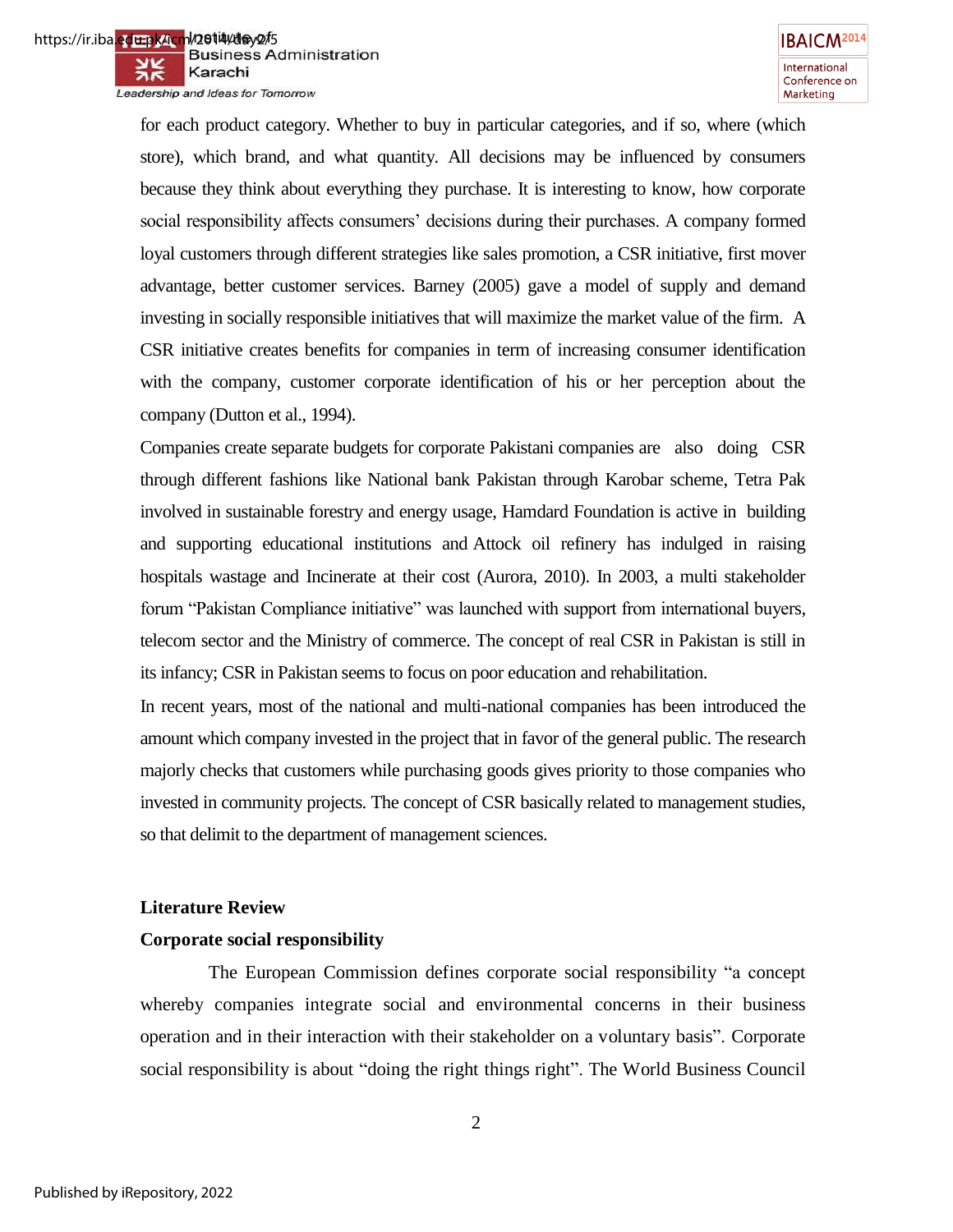for each product category. Whether to buy in particular categories, and if so, where (which store), which brand, and what quantity. All decisions may be influenced by consumers because they think about everything they purchase. It is interesting to know, how corporate social responsibility affects consumers' decisions during their purchases. A company formed loyal customers through different strategies like sales promotion, a CSR initiative, first mover advantage, better customer services. Barney (2005) gave a model of supply and demand investing in socially responsible initiatives that will maximize the market value of the firm. A CSR initiative creates benefits for companies in term of increasing consumer identification with the company, customer corporate identification of his or her perception about the company (Dutton et al., 1994).

Companies create separate budgets for corporate Pakistani companies are also doing CSR through different fashions like National bank Pakistan through Karobar scheme, Tetra Pak involved in sustainable forestry and energy usage, Hamdard Foundation is active in building and supporting educational institutions and Attock oil refinery has indulged in raising hospitals wastage and Incinerate at their cost (Aurora, 2010). In 2003, a multi stakeholder forum "Pakistan Compliance initiative" was launched with support from international buyers, telecom sector and the Ministry of commerce. The concept of real CSR in Pakistan is still in its infancy; CSR in Pakistan seems to focus on poor education and rehabilitation.

In recent years, most of the national and multi-national companies has been introduced the amount which company invested in the project that in favor of the general public. The research majorly checks that customers while purchasing goods gives priority to those companies who invested in community projects. The concept of CSR basically related to management studies, so that delimit to the department of management sciences.

## Literature Review

### Corporate social responsibility

The European Commission defines corporate social responsibility "a concept whereby companies integrate social and environmental concerns in their business operation and in their interaction with their stakeholder on a voluntary basis". Corporate social responsibility is about "doing the right things right". The World Business Council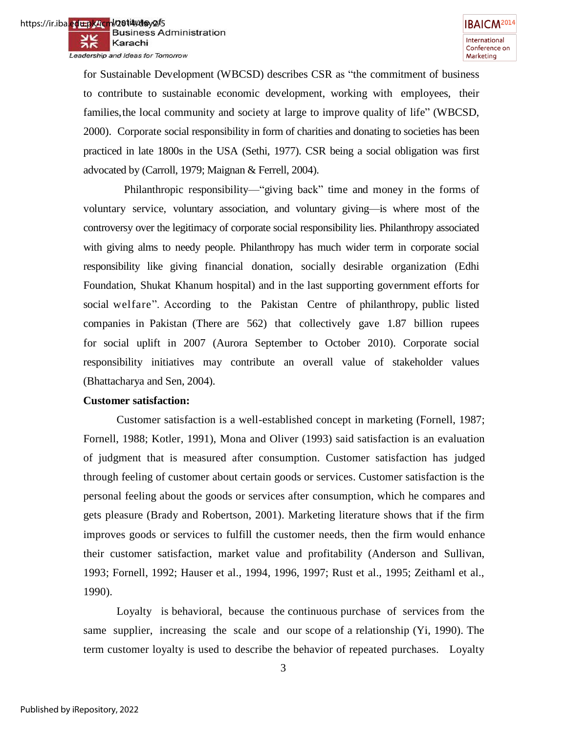for Sustainable Development (WBCSD) describes CSR as "the commitment of business to contribute to sustainable economic development, working with employees, their families, the local community and society at large to improve quality of life" (WBCSD, 2000). Corporate social responsibility in form of charities and donating to societies has been practiced in late 1800s in the USA (Sethi, 1977). CSR being a social obligation was first advocated by (Carroll, 1979; Maignan & Ferrell, 2004).

Philanthropic responsibility—"giving back" time and money in the forms of voluntary service, voluntary association, and voluntary giving—is where most of the controversy over the legitimacy of corporate social responsibility lies. Philanthropy associated with giving alms to needy people. Philanthropy has much wider term in corporate social responsibility like giving financial donation, socially desirable organization (Edhi Foundation, Shukat Khanum hospital) and in the last supporting government efforts for social welfare". According to the Pakistan Centre of philanthropy, public listed companies in Pakistan (There are 562) that collectively gave 1.87 billion rupees for social uplift in 2007 (Aurora September to October 2010). Corporate social responsibility initiatives may contribute an overall value of stakeholder values (Bhattacharya and Sen, 2004).

**Customer satisfaction:**

Customer satisfaction is a well-established concept in marketing (Fornell, 1987; Fornell, 1988; Kotler, 1991), Mona and Oliver (1993) said satisfaction is an evaluation of judgment that is measured after consumption. Customer satisfaction has judged through feeling of customer about certain goods or services. Customer satisfaction is the personal feeling about the goods or services after consumption, which he compares and gets pleasure (Brady and Robertson, 2001). Marketing literature shows that if the firm improves goods or services to fulfill the customer needs, then the firm would enhance their customer satisfaction, market value and profitability (Anderson and Sullivan, 1993; Fornell, 1992; Hauser et al., 1994, 1996, 1997; Rust et al., 1995; Zeithaml et al., 1990).

Loyalty is behavioral, because the continuous purchase of services from the same supplier, increasing the scale and our scope of a relationship (Yi, 1990). The term customer loyalty is used to describe the behavior of repeated purchases. Loyalty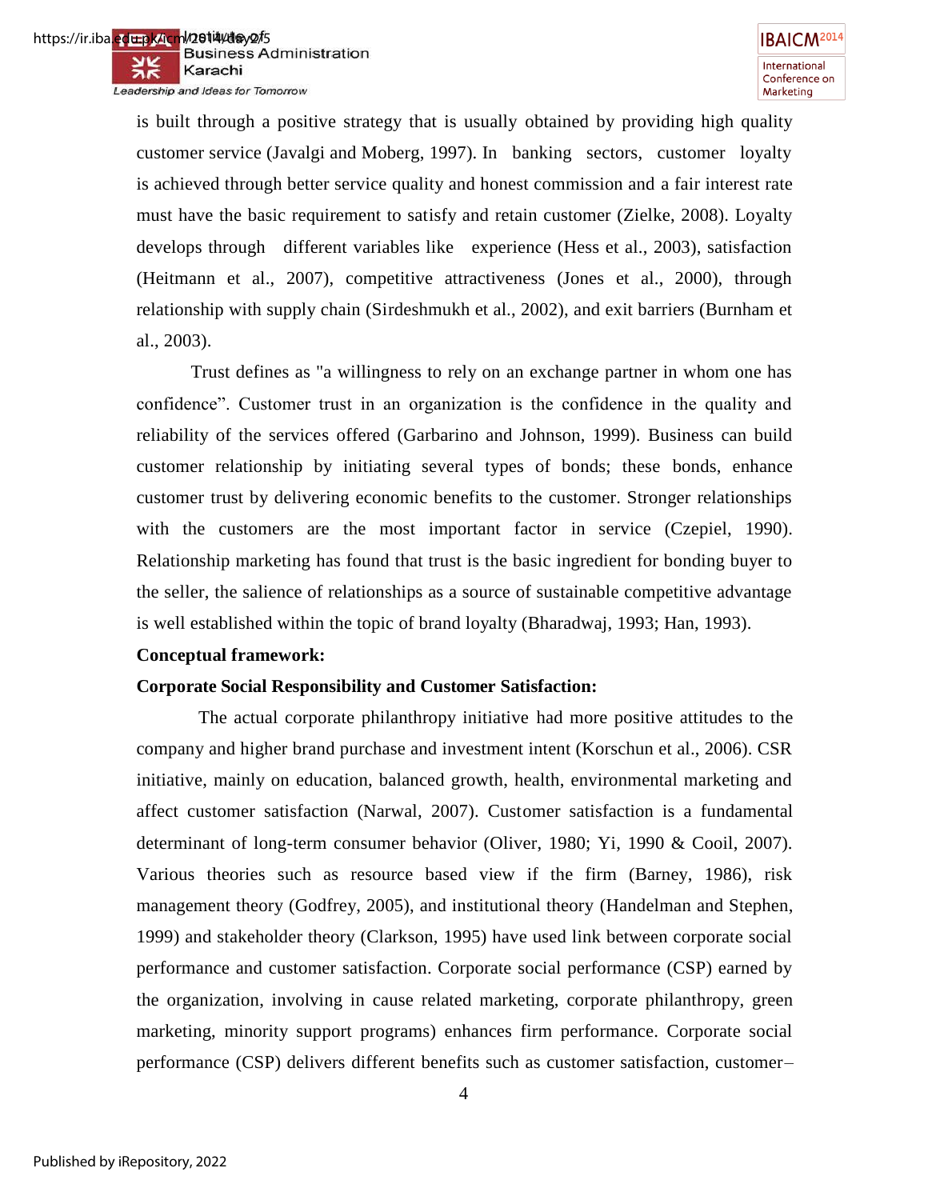is built through a positive strategy that is usually obtained by providing high quality customer service (Javalgi and Moberg, 1997). In banking sectors, customer loyalty is achieved through better service quality and honest commission and a fair interest rate must have the basic requirement to satisfy and retain customer (Zielke, 2008). Loyalty develops through different variables like experience (Hess et al., 2003), satisfaction (Heitmann et al., 2007), competitive attractiveness (Jones et al., 2000), through relationship with supply chain (Sirdeshmukh et al., 2002), and exit barriers (Burnham et al., 2003).

Trust defines as "a willingness to rely on an exchange partner in whom one has confidence". Customer trust in an organization is the confidence in the quality and reliability of the services offered (Garbarino and Johnson, 1999). Business can build customer relationship by initiating several types of bonds; these bonds, enhance customer trust by delivering economic benefits to the customer. Stronger relationships with the customers are the most important factor in service (Czepiel, 1990). Relationship marketing has found that trust is the basic ingredient for bonding buyer to the seller, the salience of relationships as a source of sustainable competitive advantage is well established within the topic of brand loyalty (Bharadwaj, 1993; Han, 1993).

**Conceptual framework:**

**Corporate Social Responsibility and Customer Satisfaction:**

The actual corporate philanthropy initiative had more positive attitudes to the company and higher brand purchase and investment intent (Korschun et al., 2006). CSR initiative, mainly on education, balanced growth, health, environmental marketing and affect customer satisfaction (Narwal, 2007). Customer satisfaction is a fundamental determinant of long-term consumer behavior (Oliver, 1980; Yi, 1990 & Cooil, 2007). Various theories such as resource based view if the firm (Barney, 1986), risk management theory (Godfrey, 2005), and institutional theory (Handelman and Stephen, 1999) and stakeholder theory (Clarkson, 1995) have used link between corporate social performance and customer satisfaction. Corporate social performance (CSP) earned by the organization, involving in cause related marketing, corporate philanthropy, green marketing, minority support programs) enhances firm performance. Corporate social performance (CSP) delivers different benefits such as customer satisfaction, customer–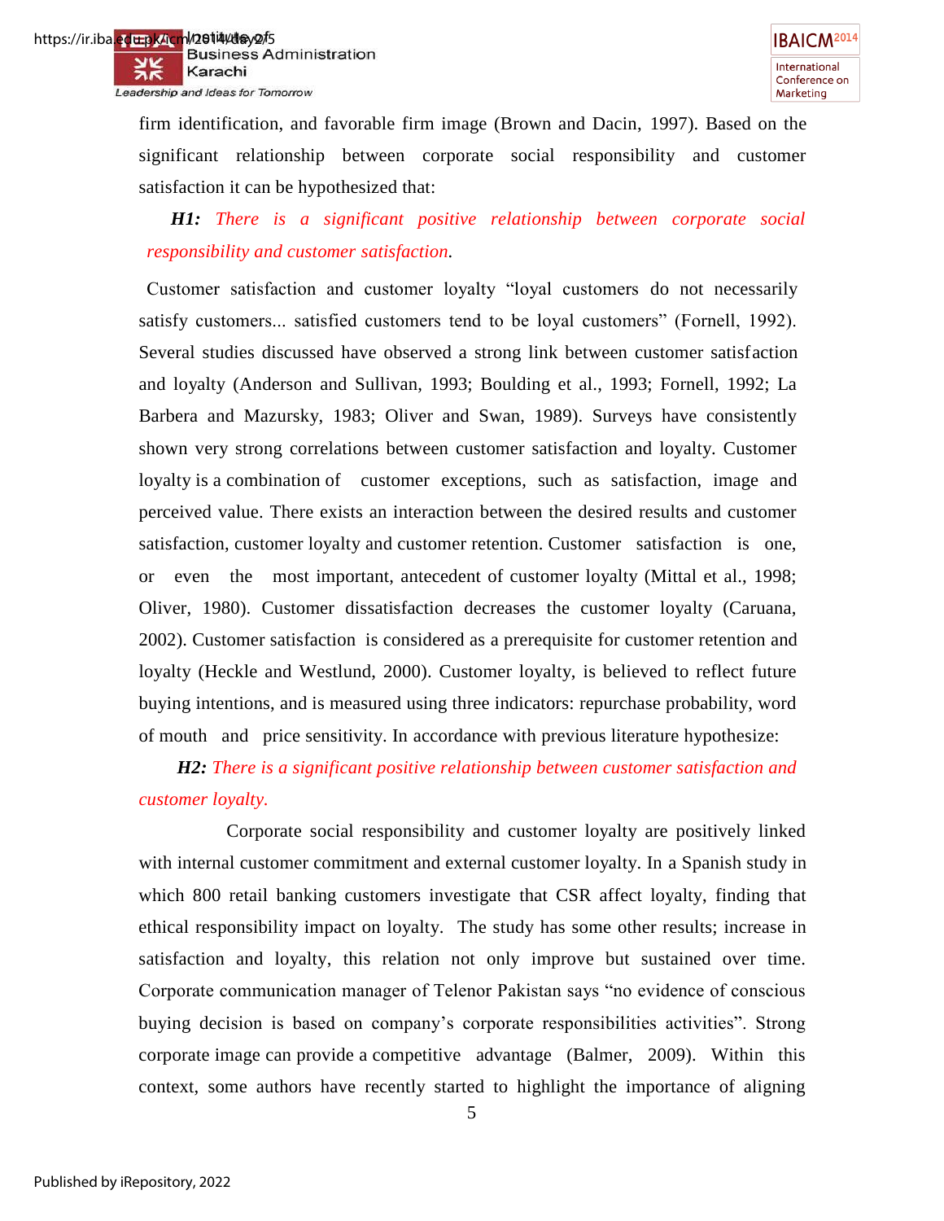firm identification, and favorable firm image (Brown and Dacin, 1997). Based on the significant relationship between corporate social responsibility and customer satisfaction it can be hypothesized that:

***H1:*** *There is a significant positive relationship between corporate social responsibility and customer satisfaction.*

Customer satisfaction and customer loyalty "loyal customers do not necessarily satisfy customers... satisfied customers tend to be loyal customers" (Fornell, 1992). Several studies discussed have observed a strong link between customer satisfaction and loyalty (Anderson and Sullivan, 1993; Boulding et al., 1993; Fornell, 1992; La Barbera and Mazursky, 1983; Oliver and Swan, 1989). Surveys have consistently shown very strong correlations between customer satisfaction and loyalty. Customer loyalty is a combination of customer exceptions, such as satisfaction, image and perceived value. There exists an interaction between the desired results and customer satisfaction, customer loyalty and customer retention. Customer satisfaction is one, or even the most important, antecedent of customer loyalty (Mittal et al., 1998; Oliver, 1980). Customer dissatisfaction decreases the customer loyalty (Caruana, 2002). Customer satisfaction is considered as a prerequisite for customer retention and loyalty (Heckle and Westlund, 2000). Customer loyalty, is believed to reflect future buying intentions, and is measured using three indicators: repurchase probability, word of mouth and price sensitivity. In accordance with previous literature hypothesize:

***H2:*** *There is a significant positive relationship between customer satisfaction and customer loyalty.*

Corporate social responsibility and customer loyalty are positively linked with internal customer commitment and external customer loyalty. In a Spanish study in which 800 retail banking customers investigate that CSR affect loyalty, finding that ethical responsibility impact on loyalty. The study has some other results; increase in satisfaction and loyalty, this relation not only improve but sustained over time. Corporate communication manager of Telenor Pakistan says "no evidence of conscious buying decision is based on company's corporate responsibilities activities". Strong corporate image can provide a competitive advantage (Balmer, 2009). Within this context, some authors have recently started to highlight the importance of aligning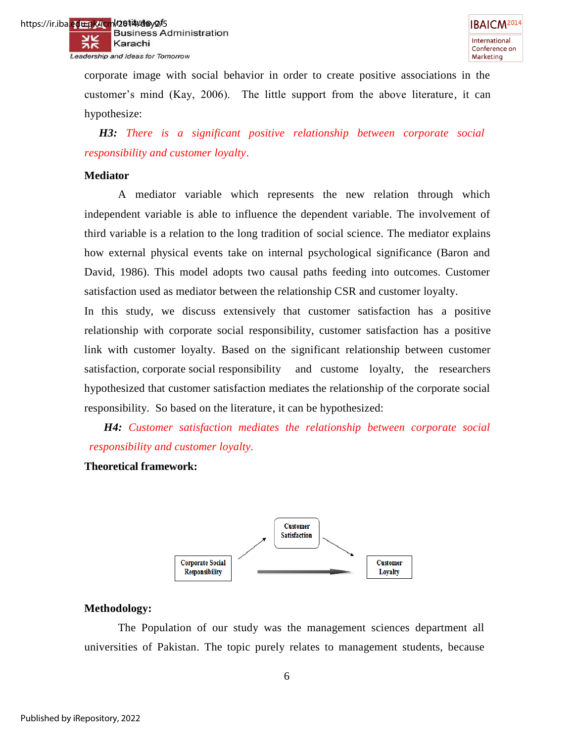corporate image with social behavior in order to create positive associations in the customer's mind (Kay, 2006). The little support from the above literature, it can hypothesize:

***H3:*** *There is a significant positive relationship between corporate social responsibility and customer loyalty.*

**Mediator**

A mediator variable which represents the new relation through which independent variable is able to influence the dependent variable. The involvement of third variable is a relation to the long tradition of social science. The mediator explains how external physical events take on internal psychological significance (Baron and David, 1986). This model adopts two causal paths feeding into outcomes. Customer satisfaction used as mediator between the relationship CSR and customer loyalty.

In this study, we discuss extensively that customer satisfaction has a positive relationship with corporate social responsibility, customer satisfaction has a positive link with customer loyalty. Based on the significant relationship between customer satisfaction, corporate social responsibility and custome loyalty, the researchers hypothesized that customer satisfaction mediates the relationship of the corporate social responsibility. So based on the literature, it can be hypothesized:

***H4:*** *Customer satisfaction mediates the relationship between corporate social responsibility and customer loyalty.*

**Theoretical framework:**

Customer Satisfaction

Corporate Social Responsibility

Customer Loyalty

**Methodology:**

The Population of our study was the management sciences department all universities of Pakistan. The topic purely relates to management students, because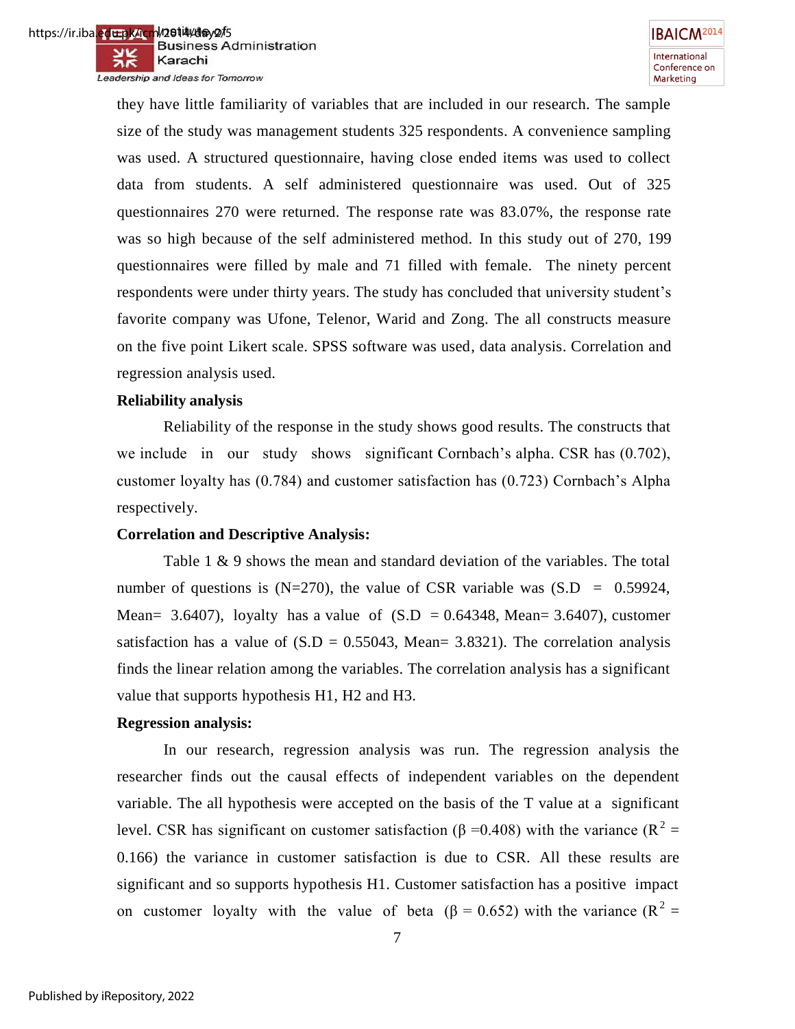they have little familiarity of variables that are included in our research. The sample size of the study was management students 325 respondents. A convenience sampling was used. A structured questionnaire, having close ended items was used to collect data from students. A self administered questionnaire was used. Out of 325 questionnaires 270 were returned. The response rate was 83.07%, the response rate was so high because of the self administered method. In this study out of 270, 199 questionnaires were filled by male and 71 filled with female. The ninety percent respondents were under thirty years. The study has concluded that university student's favorite company was Ufone, Telenor, Warid and Zong. The all constructs measure on the five point Likert scale. SPSS software was used, data analysis. Correlation and regression analysis used.

**Reliability analysis**

Reliability of the response in the study shows good results. The constructs that we include in our study shows significant Cornbach's alpha. CSR has (0.702), customer loyalty has (0.784) and customer satisfaction has (0.723) Cornbach's Alpha respectively.

**Correlation and Descriptive Analysis:**

Table 1 & 9 shows the mean and standard deviation of the variables. The total number of questions is (N=270), the value of CSR variable was (S.D = 0.59924, Mean= 3.6407), loyalty has a value of (S.D = 0.64348, Mean= 3.6407), customer satisfaction has a value of (S.D = 0.55043, Mean= 3.8321). The correlation analysis finds the linear relation among the variables. The correlation analysis has a significant value that supports hypothesis H1, H2 and H3.

**Regression analysis:**

In our research, regression analysis was run. The regression analysis the researcher finds out the causal effects of independent variables on the dependent variable. The all hypothesis were accepted on the basis of the T value at a significant level. CSR has significant on customer satisfaction ($\beta$ =0.408) with the variance ($R^2$ = 0.166) the variance in customer satisfaction is due to CSR. All these results are significant and so supports hypothesis H1. Customer satisfaction has a positive impact on customer loyalty with the value of beta ($\beta$ = 0.652) with the variance ($R^2$ =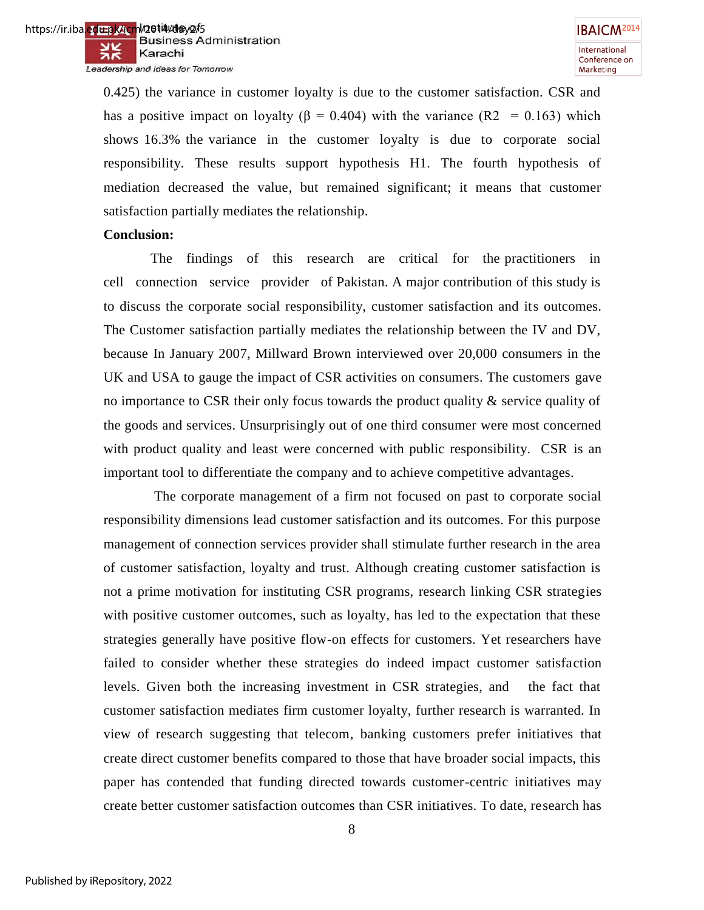0.425) the variance in customer loyalty is due to the customer satisfaction. CSR and has a positive impact on loyalty (β = 0.404) with the variance ($R^2$ = 0.163) which shows 16.3% the variance in the customer loyalty is due to corporate social responsibility. These results support hypothesis H1. The fourth hypothesis of mediation decreased the value, but remained significant; it means that customer satisfaction partially mediates the relationship.

**Conclusion:**

The findings of this research are critical for the practitioners in cell connection service provider of Pakistan. A major contribution of this study is to discuss the corporate social responsibility, customer satisfaction and its outcomes. The Customer satisfaction partially mediates the relationship between the IV and DV, because In January 2007, Millward Brown interviewed over 20,000 consumers in the UK and USA to gauge the impact of CSR activities on consumers. The customers gave no importance to CSR their only focus towards the product quality & service quality of the goods and services. Unsurprisingly out of one third consumer were most concerned with product quality and least were concerned with public responsibility. CSR is an important tool to differentiate the company and to achieve competitive advantages.

The corporate management of a firm not focused on past to corporate social responsibility dimensions lead customer satisfaction and its outcomes. For this purpose management of connection services provider shall stimulate further research in the area of customer satisfaction, loyalty and trust. Although creating customer satisfaction is not a prime motivation for instituting CSR programs, research linking CSR strategies with positive customer outcomes, such as loyalty, has led to the expectation that these strategies generally have positive flow-on effects for customers. Yet researchers have failed to consider whether these strategies do indeed impact customer satisfaction levels. Given both the increasing investment in CSR strategies, and the fact that customer satisfaction mediates firm customer loyalty, further research is warranted. In view of research suggesting that telecom, banking customers prefer initiatives that create direct customer benefits compared to those that have broader social impacts, this paper has contended that funding directed towards customer-centric initiatives may create better customer satisfaction outcomes than CSR initiatives. To date, research has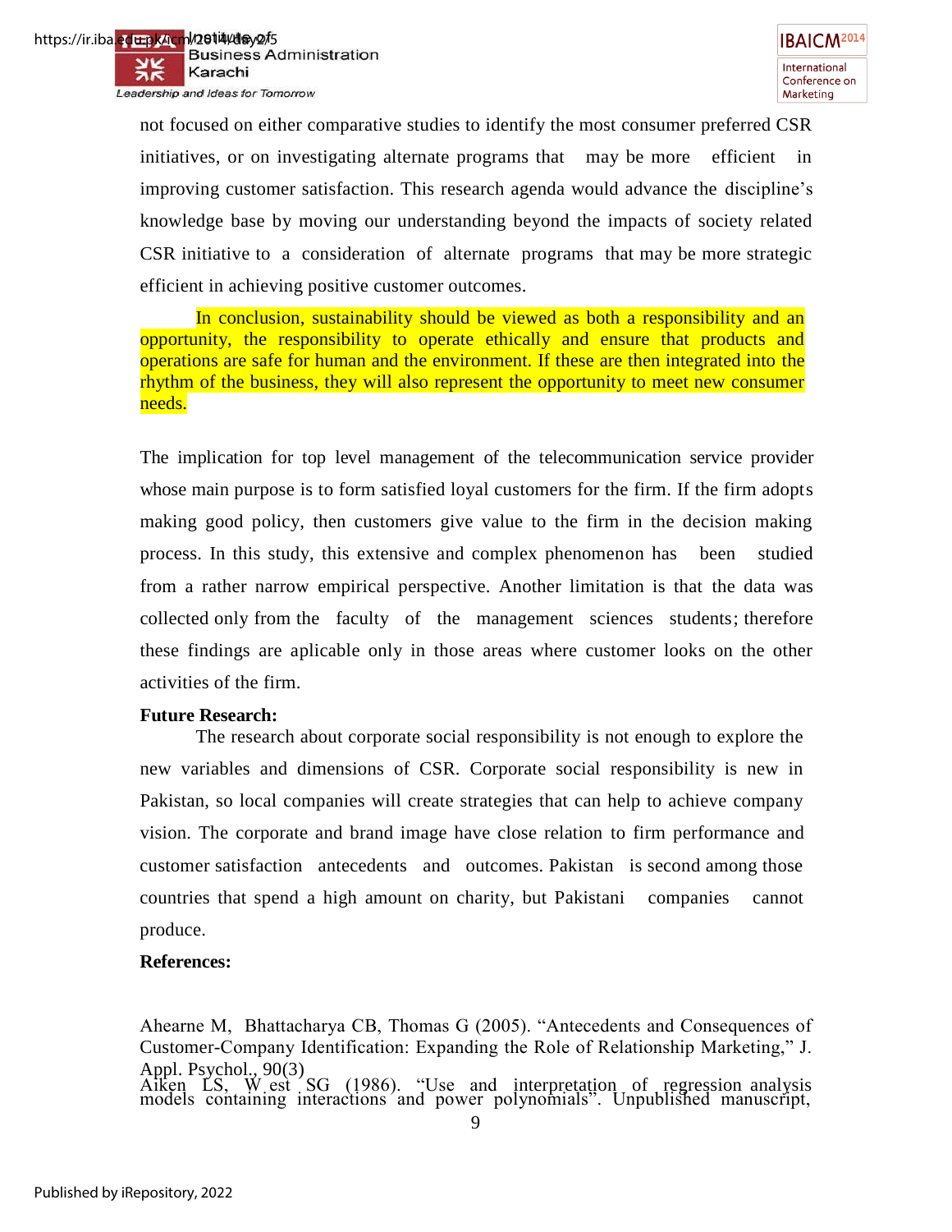not focused on either comparative studies to identify the most consumer preferred CSR initiatives, or on investigating alternate programs that may be more efficient in improving customer satisfaction. This research agenda would advance the discipline's knowledge base by moving our understanding beyond the impacts of society related CSR initiative to a consideration of alternate programs that may be more strategic efficient in achieving positive customer outcomes.

In conclusion, sustainability should be viewed as both a responsibility and an opportunity, the responsibility to operate ethically and ensure that products and operations are safe for human and the environment. If these are then integrated into the rhythm of the business, they will also represent the opportunity to meet new consumer needs.

The implication for top level management of the telecommunication service provider whose main purpose is to form satisfied loyal customers for the firm. If the firm adopts making good policy, then customers give value to the firm in the decision making process. In this study, this extensive and complex phenomenon has been studied from a rather narrow empirical perspective. Another limitation is that the data was collected only from the faculty of the management sciences students; therefore these findings are aplicable only in those areas where customer looks on the other activities of the firm.

**Future Research:**

The research about corporate social responsibility is not enough to explore the new variables and dimensions of CSR. Corporate social responsibility is new in Pakistan, so local companies will create strategies that can help to achieve company vision. The corporate and brand image have close relation to firm performance and customer satisfaction antecedents and outcomes. Pakistan is second among those countries that spend a high amount on charity, but Pakistani companies cannot produce.

**References:**

Ahearne M, Bhattacharya CB, Thomas G (2005). "Antecedents and Consequences of Customer-Company Identification: Expanding the Role of Relationship Marketing," J. Appl. Psychol., 90(3)

Aiken LS, West SG (1986). "Use and interpretation of regression analysis models containing interactions and power polynomials". Unpublished manuscript,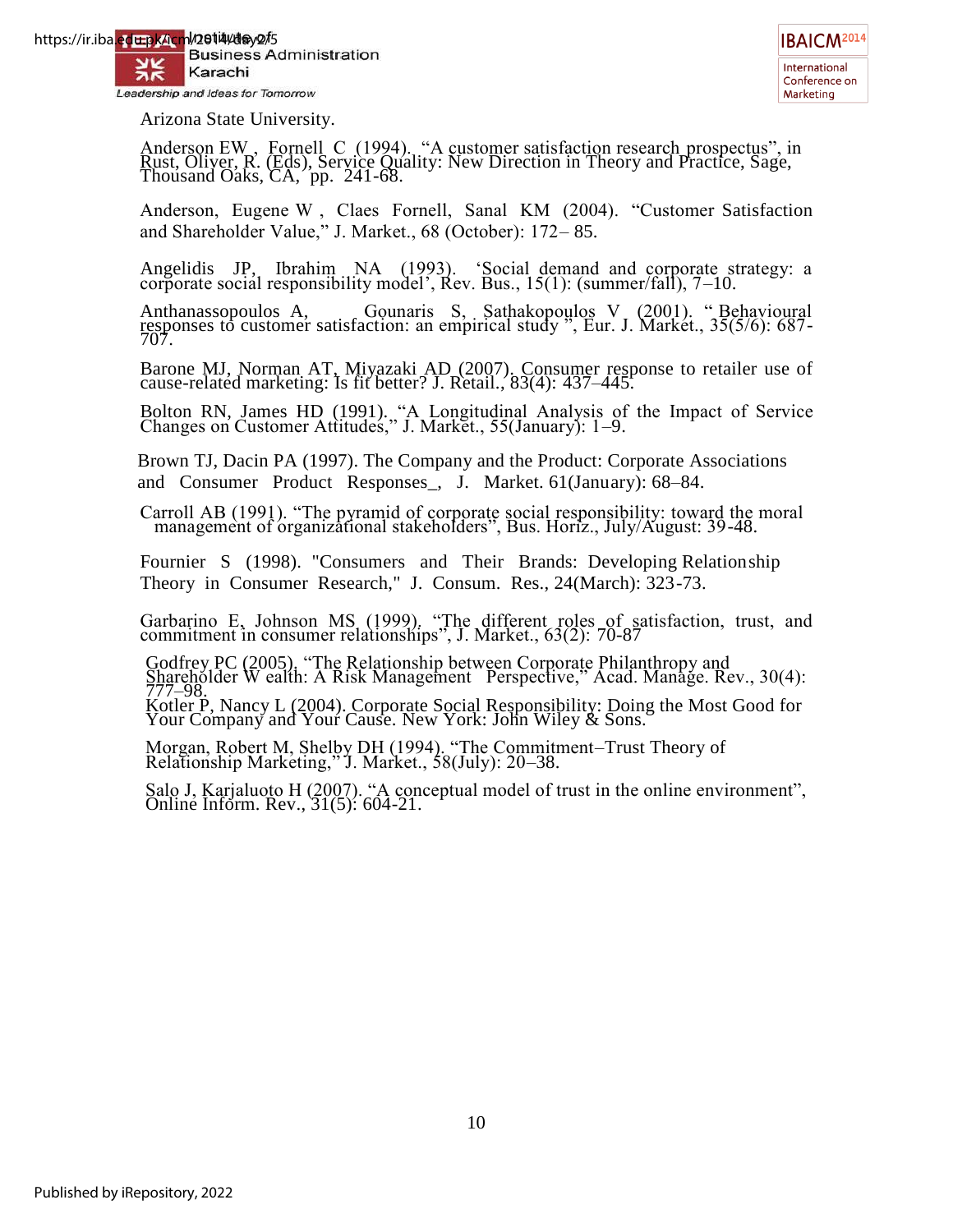Arizona State University.

Anderson EW , Fornell C (1994). "A customer satisfaction research prospectus", in Rust, Oliver, R. (Eds), Service Quality: New Direction in Theory and Practice, Sage, Thousand Oaks, CA, pp. 241-68.

Anderson, Eugene W , Claes Fornell, Sanal KM (2004). "Customer Satisfaction and Shareholder Value," J. Market., 68 (October): 172– 85.

Angelidis JP, Ibrahim NA (1993). 'Social demand and corporate strategy: a corporate social responsibility model', Rev. Bus., 15(1): (summer/fall), 7–10.

Anthanassopoulos A, Gounaris S, Sathakopoulos V (2001). " Behavioural responses to customer satisfaction: an empirical study ", Eur. J. Market., 35(5/6): 687-707.

Barone MJ, Norman AT, Miyazaki AD (2007). Consumer response to retailer use of cause-related marketing: Is fit better? J. Retail., 83(4): 437–445.

Bolton RN, James HD (1991). "A Longitudinal Analysis of the Impact of Service Changes on Customer Attitudes," J. Market., 55(January): 1–9.

Brown TJ, Dacin PA (1997). The Company and the Product: Corporate Associations and Consumer Product Responses_, J. Market. 61(January): 68–84.

Carroll AB (1991). "The pyramid of corporate social responsibility: toward the moral management of organizational stakeholders", Bus. Horiz., July/August: 39-48.

Fournier S (1998). "Consumers and Their Brands: Developing Relationship Theory in Consumer Research," J. Consum. Res., 24(March): 323-73.

Garbarino E, Johnson MS (1999). "The different roles of satisfaction, trust, and commitment in consumer relationships", J. Market., 63(2): 70-87

Godfrey PC (2005). "The Relationship between Corporate Philanthropy and Shareholder W ealth: A Risk Management Perspective," Acad. Manage. Rev., 30(4): 777–98.

Kotler P, Nancy L (2004). Corporate Social Responsibility: Doing the Most Good for Your Company and Your Cause. New York: John Wiley & Sons.

Morgan, Robert M, Shelby DH (1994). "The Commitment–Trust Theory of Relationship Marketing," J. Market., 58(July): 20–38.

Salo J, Karjaluoto H (2007). "A conceptual model of trust in the online environment", Online Inform. Rev., 31(5): 604-21.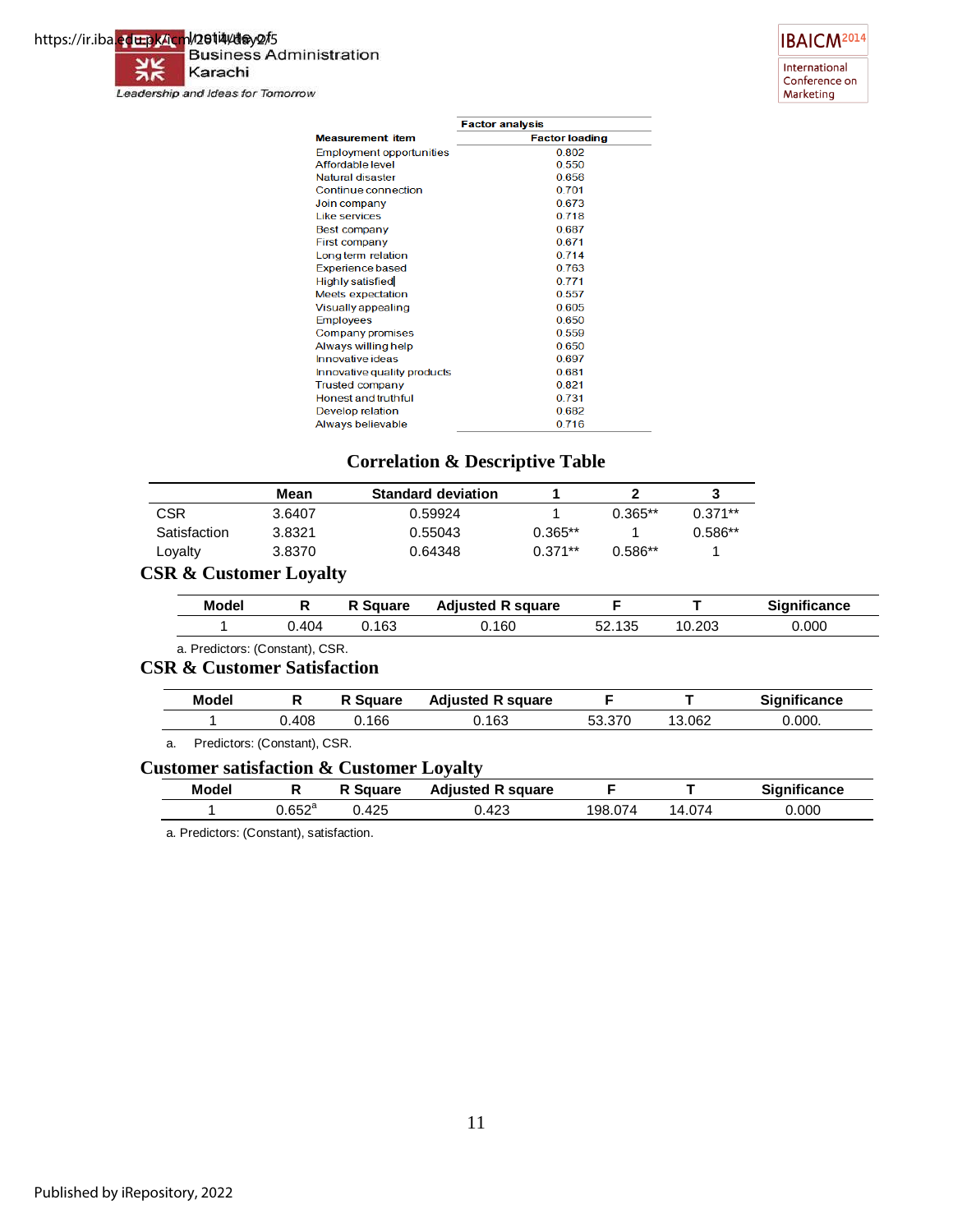| Measurement item | Factor analysis |
| --- | --- |
| | Factor loading |
| Employment opportunities | 0.802 |
| Affordable level | 0.550 |
| Natural disaster | 0.656 |
| Continue connection | 0.701 |
| Join company | 0.673 |
| Like services | 0.718 |
| Best company | 0.687 |
| First company | 0.671 |
| Long term relation | 0.714 |
| Experience based | 0.763 |
| Highly satisfied | 0.771 |
| Meets expectation | 0.557 |
| Visually appealing | 0.605 |
| Employees | 0.650 |
| Company promises | 0.559 |
| Always willing help | 0.650 |
| Innovative ideas | 0.697 |
| Innovative quality products | 0.681 |
| Trusted company | 0.821 |
| Honest and truthful | 0.731 |
| Develop relation | 0.682 |
| Always believable | 0.716 |

## Correlation & Descriptive Table

| | Mean | Standard deviation | 1 | 2 | 3 |
| --- | --- | --- | --- | --- | --- |
| CSR | 3.6407 | 0.59924 | 1 | 0.365** | 0.371** |
| Satisfaction | 3.8321 | 0.55043 | 0.365** | 1 | 0.586** |
| Loyalty | 3.8370 | 0.64348 | 0.371** | 0.586** | 1 |

## CSR & Customer Loyalty

| Model | R | R Square | Adjusted R square | F | T | Significance |
| --- | --- | --- | --- | --- | --- | --- |
| 1 | 0.404 | 0.163 | 0.160 | 52.135 | 10.203 | 0.000 |

a. Predictors: (Constant), CSR.

## CSR & Customer Satisfaction

| Model | R | R Square | Adjusted R square | F | T | Significance |
| --- | --- | --- | --- | --- | --- | --- |
| 1 | 0.408 | 0.166 | 0.163 | 53.370 | 13.062 | 0.000. |

a. Predictors: (Constant), CSR.

## Customer satisfaction & Customer Loyalty

| Model | R | R Square | Adjusted R square | F | T | Significance |
| --- | --- | --- | --- | --- | --- | --- |
| 1 | 0.652[a] | 0.425 | 0.423 | 198.074 | 14.074 | 0.000 |

a. Predictors: (Constant), satisfaction.